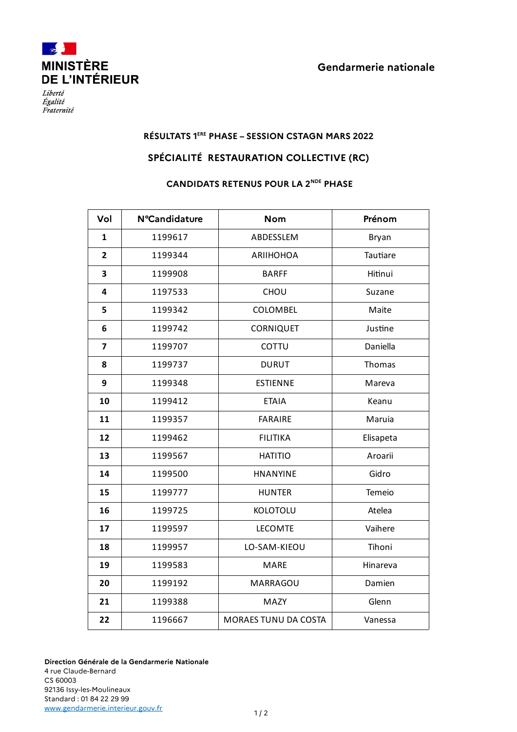MINISTÈRE DE L'INTÉRIEUR

*Liberté*
*Égalité*
*Fraternité*

Gendarmerie nationale

## RÉSULTATS 1ERE PHASE – SESSION CSTAGN MARS 2022

## SPÉCIALITÉ RESTAURATION COLLECTIVE (RC)

### CANDIDATS RETENUS POUR LA 2NDE PHASE

| Vol | N°Candidature | Nom | Prénom |
|---|---|---|---|
| **1** | 1199617 | ABDESSLEM | Bryan |
| **2** | 1199344 | ARIIHOHOA | Tautiare |
| **3** | 1199908 | BARFF | Hitinui |
| **4** | 1197533 | CHOU | Suzane |
| **5** | 1199342 | COLOMBEL | Maite |
| **6** | 1199742 | CORNIQUET | Justine |
| **7** | 1199707 | COTTU | Daniella |
| **8** | 1199737 | DURUT | Thomas |
| **9** | 1199348 | ESTIENNE | Mareva |
| **10** | 1199412 | ETAIA | Keanu |
| **11** | 1199357 | FARAIRE | Maruia |
| **12** | 1199462 | FILITIKA | Elisapeta |
| **13** | 1199567 | HATITIO | Aroarii |
| **14** | 1199500 | HNANYINE | Gidro |
| **15** | 1199777 | HUNTER | Temeio |
| **16** | 1199725 | KOLOTOLU | Atelea |
| **17** | 1199597 | LECOMTE | Vaihere |
| **18** | 1199957 | LO-SAM-KIEOU | Tihoni |
| **19** | 1199583 | MARE | Hinareva |
| **20** | 1199192 | MARRAGOU | Damien |
| **21** | 1199388 | MAZY | Glenn |
| **22** | 1196667 | MORAES TUNU DA COSTA | Vanessa |

**Direction Générale de la Gendarmerie Nationale**
4 rue Claude-Bernard
CS 60003
92136 Issy-les-Moulineaux
Standard : 01 84 22 29 99
www.gendarmerie.interieur.gouv.fr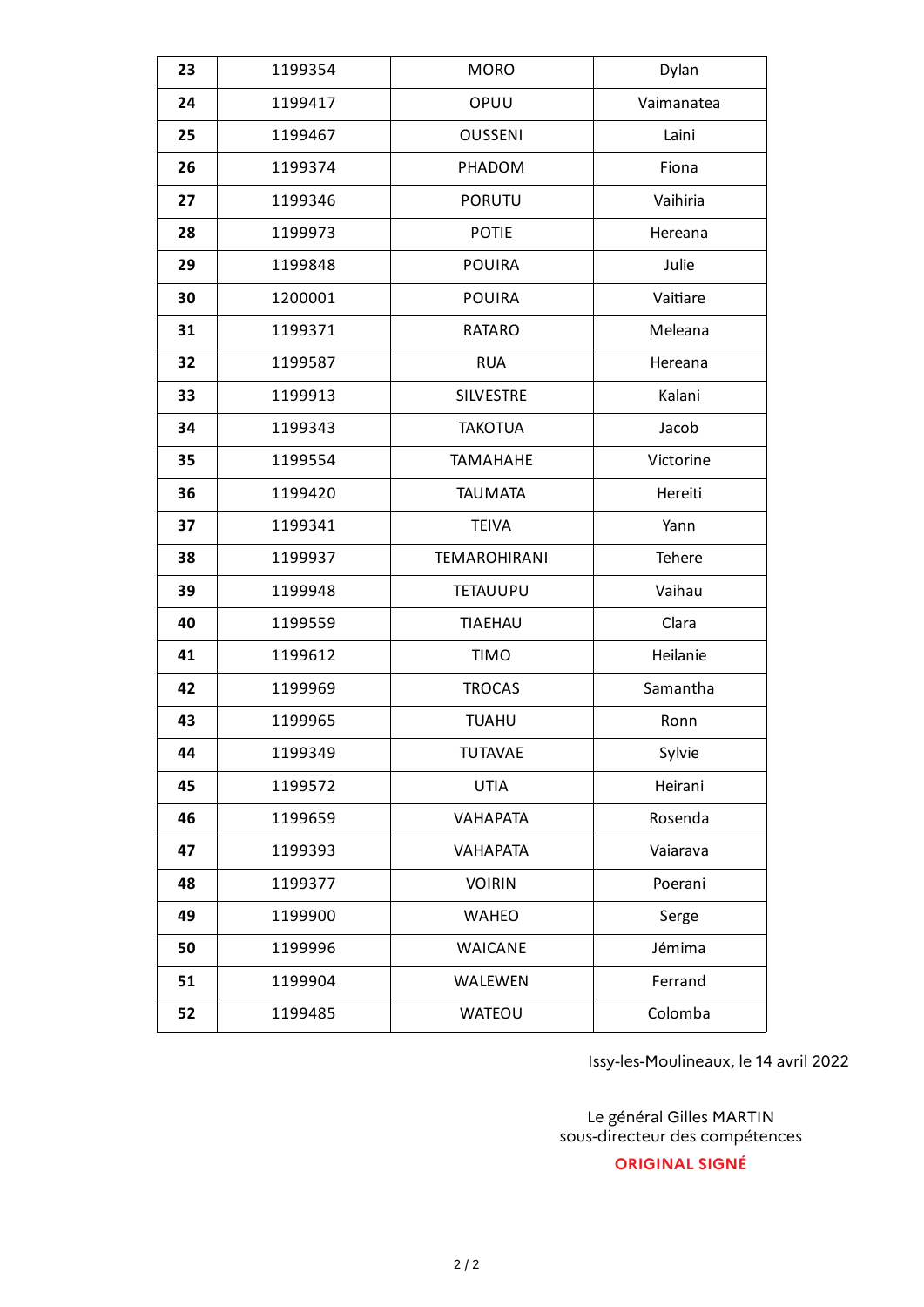| | | | |
|---|---|---|---|
| **23** | 1199354 | MORO | Dylan |
| **24** | 1199417 | OPUU | Vaimanatea |
| **25** | 1199467 | OUSSENI | Laini |
| **26** | 1199374 | PHADOM | Fiona |
| **27** | 1199346 | PORUTU | Vaihiria |
| **28** | 1199973 | POTIE | Hereana |
| **29** | 1199848 | POUIRA | Julie |
| **30** | 1200001 | POUIRA | Vaitiare |
| **31** | 1199371 | RATARO | Meleana |
| **32** | 1199587 | RUA | Hereana |
| **33** | 1199913 | SILVESTRE | Kalani |
| **34** | 1199343 | TAKOTUA | Jacob |
| **35** | 1199554 | TAMAHAHE | Victorine |
| **36** | 1199420 | TAUMATA | Hereiti |
| **37** | 1199341 | TEIVA | Yann |
| **38** | 1199937 | TEMAROHIRANI | Tehere |
| **39** | 1199948 | TETAUUPU | Vaihau |
| **40** | 1199559 | TIAEHAU | Clara |
| **41** | 1199612 | TIMO | Heilanie |
| **42** | 1199969 | TROCAS | Samantha |
| **43** | 1199965 | TUAHU | Ronn |
| **44** | 1199349 | TUTAVAE | Sylvie |
| **45** | 1199572 | UTIA | Heirani |
| **46** | 1199659 | VAHAPATA | Rosenda |
| **47** | 1199393 | VAHAPATA | Vaiarava |
| **48** | 1199377 | VOIRIN | Poerani |
| **49** | 1199900 | WAHEO | Serge |
| **50** | 1199996 | WAICANE | Jémima |
| **51** | 1199904 | WALEWEN | Ferrand |
| **52** | 1199485 | WATEOU | Colomba |

Issy-les-Moulineaux, le 14 avril 2022

Le général Gilles MARTIN
sous-directeur des compétences

**ORIGINAL SIGNÉ**